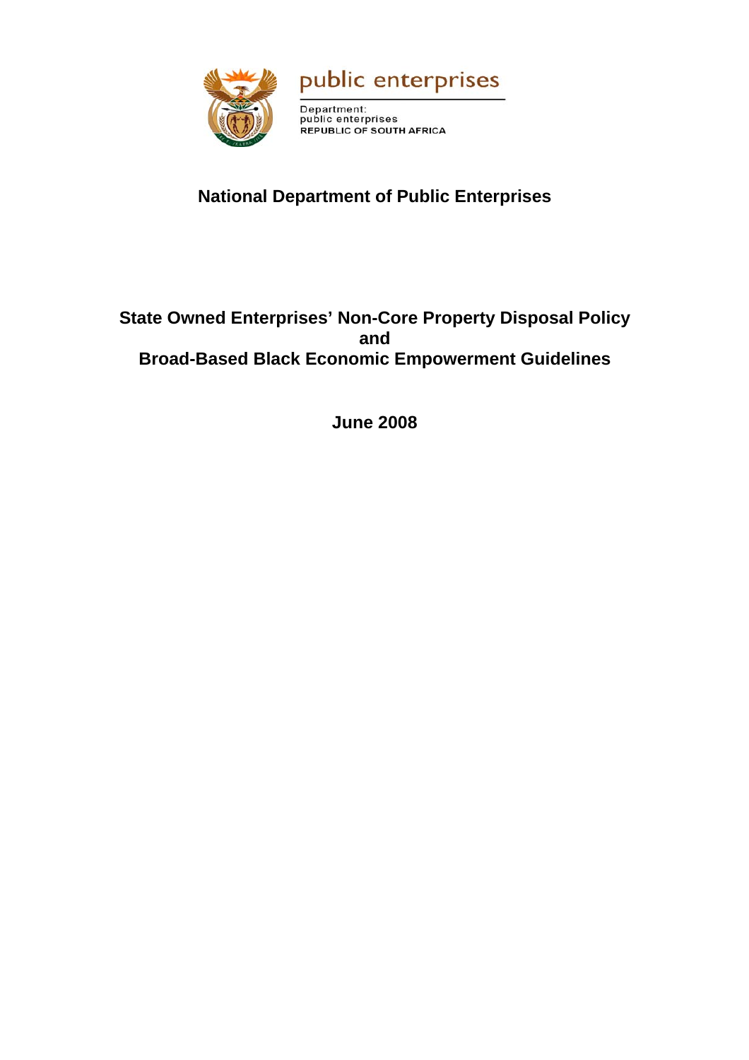public enterprises

Department:
public enterprises
REPUBLIC OF SOUTH AFRICA

# National Department of Public Enterprises

## State Owned Enterprises' Non-Core Property Disposal Policy and Broad-Based Black Economic Empowerment Guidelines

**June 2008**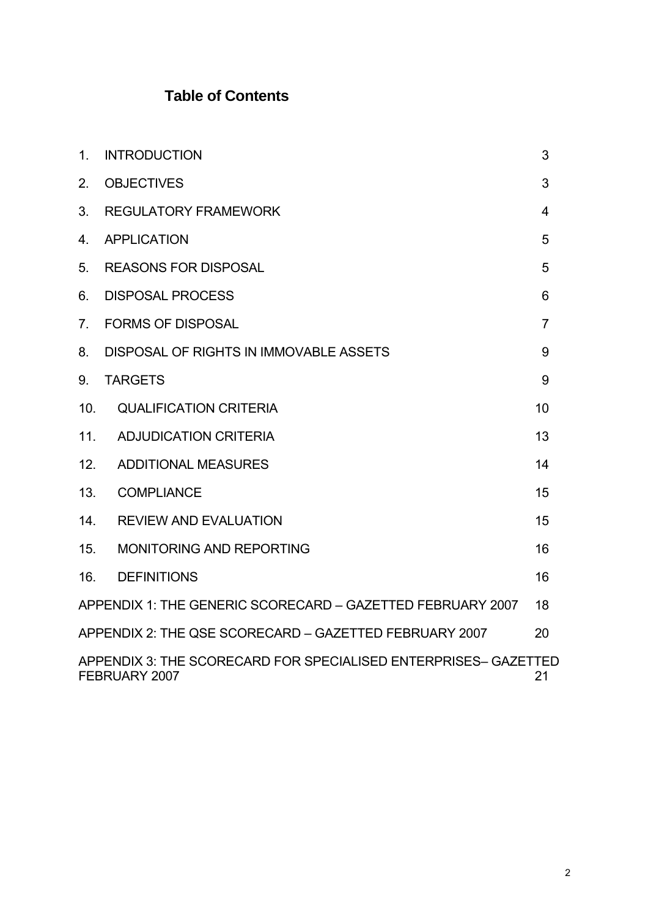# Table of Contents

| | | |
|---|---|---|
| 1. | INTRODUCTION | 3 |
| 2. | OBJECTIVES | 3 |
| 3. | REGULATORY FRAMEWORK | 4 |
| 4. | APPLICATION | 5 |
| 5. | REASONS FOR DISPOSAL | 5 |
| 6. | DISPOSAL PROCESS | 6 |
| 7. | FORMS OF DISPOSAL | 7 |
| 8. | DISPOSAL OF RIGHTS IN IMMOVABLE ASSETS | 9 |
| 9. | TARGETS | 9 |
| 10. | QUALIFICATION CRITERIA | 10 |
| 11. | ADJUDICATION CRITERIA | 13 |
| 12. | ADDITIONAL MEASURES | 14 |
| 13. | COMPLIANCE | 15 |
| 14. | REVIEW AND EVALUATION | 15 |
| 15. | MONITORING AND REPORTING | 16 |
| 16. | DEFINITIONS | 16 |
| APPENDIX 1: THE GENERIC SCORECARD – GAZETTED FEBRUARY 2007 | | 18 |
| APPENDIX 2: THE QSE SCORECARD – GAZETTED FEBRUARY 2007 | | 20 |
| APPENDIX 3: THE SCORECARD FOR SPECIALISED ENTERPRISES– GAZETTED FEBRUARY 2007 | | 21 |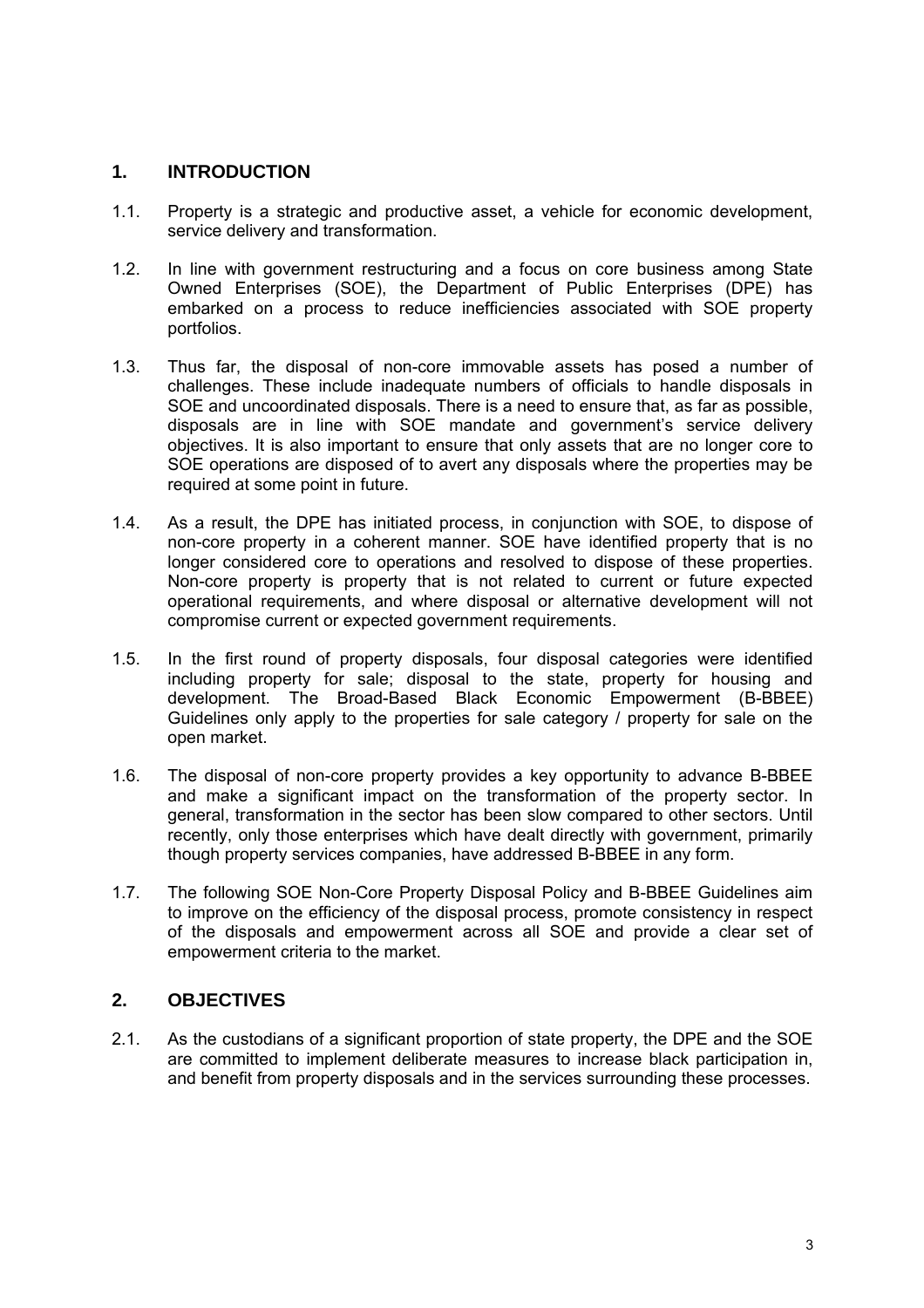## 1. INTRODUCTION

1.1. Property is a strategic and productive asset, a vehicle for economic development, service delivery and transformation.

1.2. In line with government restructuring and a focus on core business among State Owned Enterprises (SOE), the Department of Public Enterprises (DPE) has embarked on a process to reduce inefficiencies associated with SOE property portfolios.

1.3. Thus far, the disposal of non-core immovable assets has posed a number of challenges. These include inadequate numbers of officials to handle disposals in SOE and uncoordinated disposals. There is a need to ensure that, as far as possible, disposals are in line with SOE mandate and government's service delivery objectives. It is also important to ensure that only assets that are no longer core to SOE operations are disposed of to avert any disposals where the properties may be required at some point in future.

1.4. As a result, the DPE has initiated process, in conjunction with SOE, to dispose of non-core property in a coherent manner. SOE have identified property that is no longer considered core to operations and resolved to dispose of these properties. Non-core property is property that is not related to current or future expected operational requirements, and where disposal or alternative development will not compromise current or expected government requirements.

1.5. In the first round of property disposals, four disposal categories were identified including property for sale; disposal to the state, property for housing and development. The Broad-Based Black Economic Empowerment (B-BBEE) Guidelines only apply to the properties for sale category / property for sale on the open market.

1.6. The disposal of non-core property provides a key opportunity to advance B-BBEE and make a significant impact on the transformation of the property sector. In general, transformation in the sector has been slow compared to other sectors. Until recently, only those enterprises which have dealt directly with government, primarily though property services companies, have addressed B-BBEE in any form.

1.7. The following SOE Non-Core Property Disposal Policy and B-BBEE Guidelines aim to improve on the efficiency of the disposal process, promote consistency in respect of the disposals and empowerment across all SOE and provide a clear set of empowerment criteria to the market.

## 2. OBJECTIVES

2.1. As the custodians of a significant proportion of state property, the DPE and the SOE are committed to implement deliberate measures to increase black participation in, and benefit from property disposals and in the services surrounding these processes.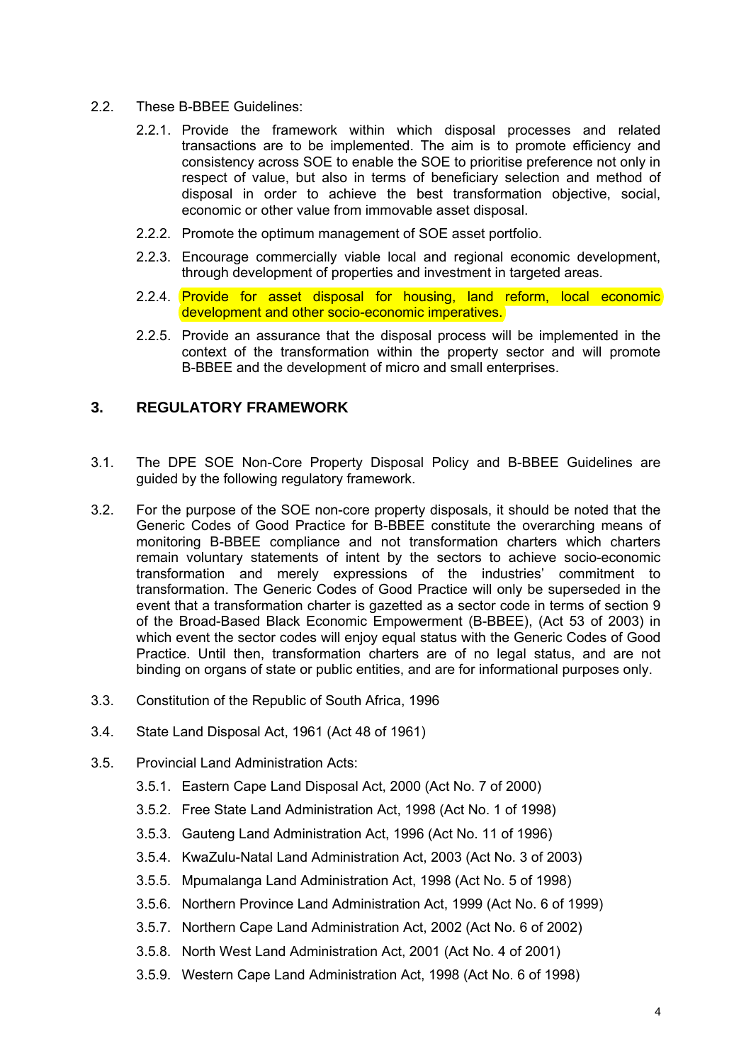2.2. These B-BBEE Guidelines:

2.2.1. Provide the framework within which disposal processes and related transactions are to be implemented. The aim is to promote efficiency and consistency across SOE to enable the SOE to prioritise preference not only in respect of value, but also in terms of beneficiary selection and method of disposal in order to achieve the best transformation objective, social, economic or other value from immovable asset disposal.

2.2.2. Promote the optimum management of SOE asset portfolio.

2.2.3. Encourage commercially viable local and regional economic development, through development of properties and investment in targeted areas.

2.2.4. Provide for asset disposal for housing, land reform, local economic development and other socio-economic imperatives.

2.2.5. Provide an assurance that the disposal process will be implemented in the context of the transformation within the property sector and will promote B-BBEE and the development of micro and small enterprises.

## 3. REGULATORY FRAMEWORK

3.1. The DPE SOE Non-Core Property Disposal Policy and B-BBEE Guidelines are guided by the following regulatory framework.

3.2. For the purpose of the SOE non-core property disposals, it should be noted that the Generic Codes of Good Practice for B-BBEE constitute the overarching means of monitoring B-BBEE compliance and not transformation charters which charters remain voluntary statements of intent by the sectors to achieve socio-economic transformation and merely expressions of the industries' commitment to transformation. The Generic Codes of Good Practice will only be superseded in the event that a transformation charter is gazetted as a sector code in terms of section 9 of the Broad-Based Black Economic Empowerment (B-BBEE), (Act 53 of 2003) in which event the sector codes will enjoy equal status with the Generic Codes of Good Practice. Until then, transformation charters are of no legal status, and are not binding on organs of state or public entities, and are for informational purposes only.

3.3. Constitution of the Republic of South Africa, 1996

3.4. State Land Disposal Act, 1961 (Act 48 of 1961)

3.5. Provincial Land Administration Acts:

3.5.1. Eastern Cape Land Disposal Act, 2000 (Act No. 7 of 2000)

3.5.2. Free State Land Administration Act, 1998 (Act No. 1 of 1998)

3.5.3. Gauteng Land Administration Act, 1996 (Act No. 11 of 1996)

3.5.4. KwaZulu-Natal Land Administration Act, 2003 (Act No. 3 of 2003)

3.5.5. Mpumalanga Land Administration Act, 1998 (Act No. 5 of 1998)

3.5.6. Northern Province Land Administration Act, 1999 (Act No. 6 of 1999)

3.5.7. Northern Cape Land Administration Act, 2002 (Act No. 6 of 2002)

3.5.8. North West Land Administration Act, 2001 (Act No. 4 of 2001)

3.5.9. Western Cape Land Administration Act, 1998 (Act No. 6 of 1998)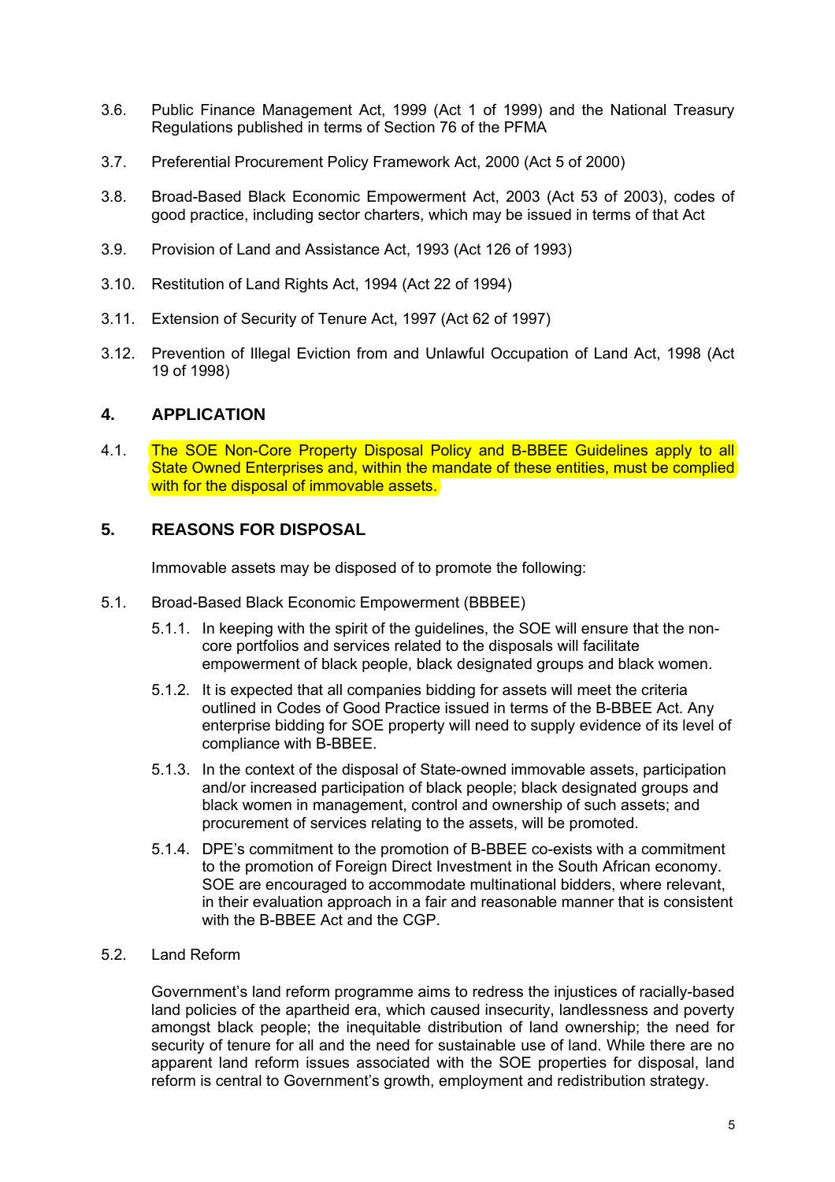3.6. Public Finance Management Act, 1999 (Act 1 of 1999) and the National Treasury Regulations published in terms of Section 76 of the PFMA

3.7. Preferential Procurement Policy Framework Act, 2000 (Act 5 of 2000)

3.8. Broad-Based Black Economic Empowerment Act, 2003 (Act 53 of 2003), codes of good practice, including sector charters, which may be issued in terms of that Act

3.9. Provision of Land and Assistance Act, 1993 (Act 126 of 1993)

3.10. Restitution of Land Rights Act, 1994 (Act 22 of 1994)

3.11. Extension of Security of Tenure Act, 1997 (Act 62 of 1997)

3.12. Prevention of Illegal Eviction from and Unlawful Occupation of Land Act, 1998 (Act 19 of 1998)

## 4. APPLICATION

4.1. The SOE Non-Core Property Disposal Policy and B-BBEE Guidelines apply to all State Owned Enterprises and, within the mandate of these entities, must be complied with for the disposal of immovable assets.

## 5. REASONS FOR DISPOSAL

Immovable assets may be disposed of to promote the following:

5.1. Broad-Based Black Economic Empowerment (BBBEE)

5.1.1. In keeping with the spirit of the guidelines, the SOE will ensure that the non-core portfolios and services related to the disposals will facilitate empowerment of black people, black designated groups and black women.

5.1.2. It is expected that all companies bidding for assets will meet the criteria outlined in Codes of Good Practice issued in terms of the B-BBEE Act. Any enterprise bidding for SOE property will need to supply evidence of its level of compliance with B-BBEE.

5.1.3. In the context of the disposal of State-owned immovable assets, participation and/or increased participation of black people; black designated groups and black women in management, control and ownership of such assets; and procurement of services relating to the assets, will be promoted.

5.1.4. DPE's commitment to the promotion of B-BBEE co-exists with a commitment to the promotion of Foreign Direct Investment in the South African economy. SOE are encouraged to accommodate multinational bidders, where relevant, in their evaluation approach in a fair and reasonable manner that is consistent with the B-BBEE Act and the CGP.

5.2. Land Reform

Government's land reform programme aims to redress the injustices of racially-based land policies of the apartheid era, which caused insecurity, landlessness and poverty amongst black people; the inequitable distribution of land ownership; the need for security of tenure for all and the need for sustainable use of land. While there are no apparent land reform issues associated with the SOE properties for disposal, land reform is central to Government's growth, employment and redistribution strategy.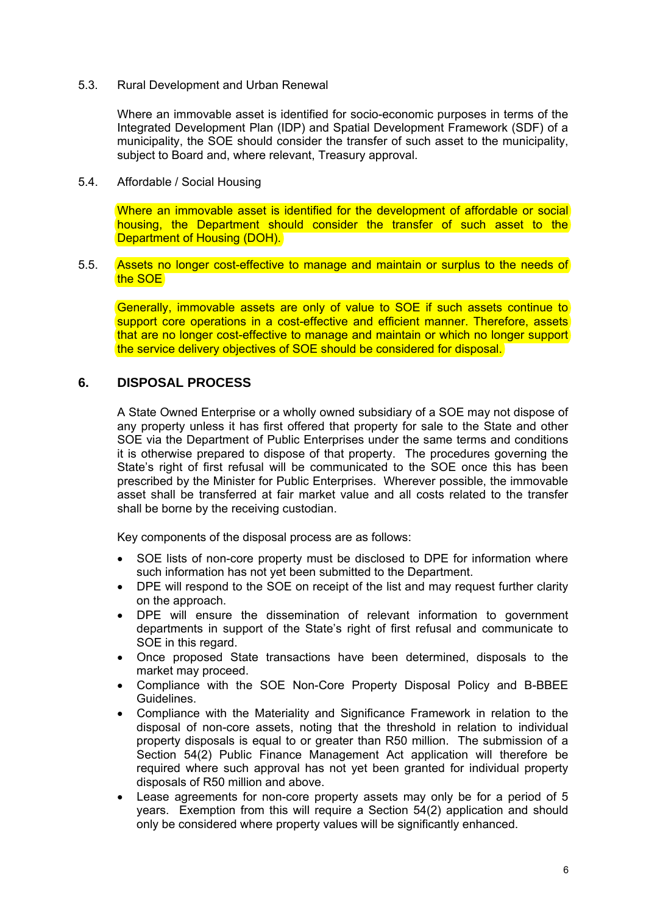5.3. Rural Development and Urban Renewal

Where an immovable asset is identified for socio-economic purposes in terms of the Integrated Development Plan (IDP) and Spatial Development Framework (SDF) of a municipality, the SOE should consider the transfer of such asset to the municipality, subject to Board and, where relevant, Treasury approval.

5.4. Affordable / Social Housing

Where an immovable asset is identified for the development of affordable or social housing, the Department should consider the transfer of such asset to the Department of Housing (DOH).

5.5. Assets no longer cost-effective to manage and maintain or surplus to the needs of the SOE

Generally, immovable assets are only of value to SOE if such assets continue to support core operations in a cost-effective and efficient manner. Therefore, assets that are no longer cost-effective to manage and maintain or which no longer support the service delivery objectives of SOE should be considered for disposal.

## 6. DISPOSAL PROCESS

A State Owned Enterprise or a wholly owned subsidiary of a SOE may not dispose of any property unless it has first offered that property for sale to the State and other SOE via the Department of Public Enterprises under the same terms and conditions it is otherwise prepared to dispose of that property. The procedures governing the State's right of first refusal will be communicated to the SOE once this has been prescribed by the Minister for Public Enterprises. Wherever possible, the immovable asset shall be transferred at fair market value and all costs related to the transfer shall be borne by the receiving custodian.

Key components of the disposal process are as follows:

- SOE lists of non-core property must be disclosed to DPE for information where such information has not yet been submitted to the Department.
- DPE will respond to the SOE on receipt of the list and may request further clarity on the approach.
- DPE will ensure the dissemination of relevant information to government departments in support of the State's right of first refusal and communicate to SOE in this regard.
- Once proposed State transactions have been determined, disposals to the market may proceed.
- Compliance with the SOE Non-Core Property Disposal Policy and B-BBEE Guidelines.
- Compliance with the Materiality and Significance Framework in relation to the disposal of non-core assets, noting that the threshold in relation to individual property disposals is equal to or greater than R50 million. The submission of a Section 54(2) Public Finance Management Act application will therefore be required where such approval has not yet been granted for individual property disposals of R50 million and above.
- Lease agreements for non-core property assets may only be for a period of 5 years. Exemption from this will require a Section 54(2) application and should only be considered where property values will be significantly enhanced.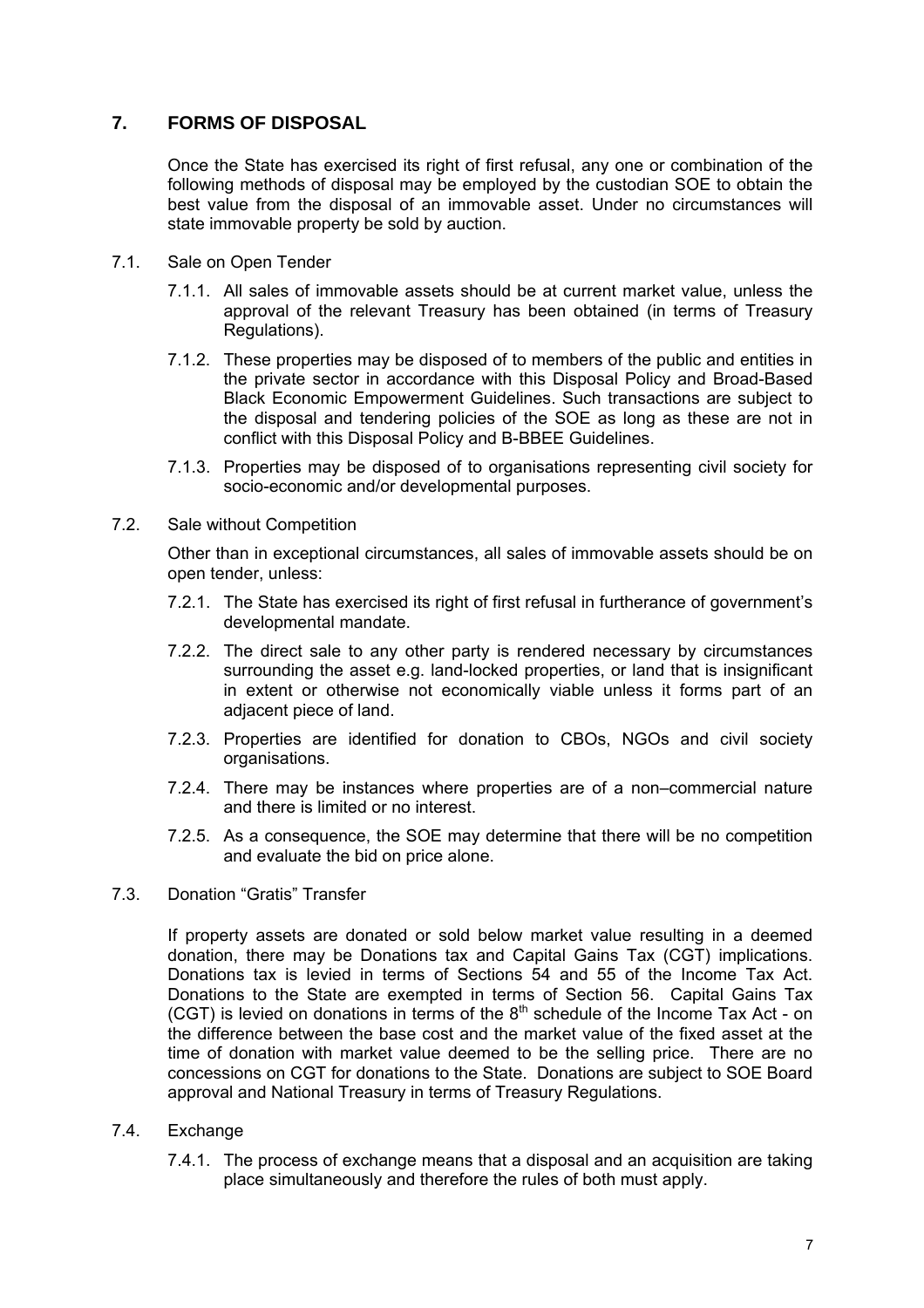## 7. FORMS OF DISPOSAL

Once the State has exercised its right of first refusal, any one or combination of the following methods of disposal may be employed by the custodian SOE to obtain the best value from the disposal of an immovable asset. Under no circumstances will state immovable property be sold by auction.

### 7.1. Sale on Open Tender

7.1.1. All sales of immovable assets should be at current market value, unless the approval of the relevant Treasury has been obtained (in terms of Treasury Regulations).

7.1.2. These properties may be disposed of to members of the public and entities in the private sector in accordance with this Disposal Policy and Broad-Based Black Economic Empowerment Guidelines. Such transactions are subject to the disposal and tendering policies of the SOE as long as these are not in conflict with this Disposal Policy and B-BBEE Guidelines.

7.1.3. Properties may be disposed of to organisations representing civil society for socio-economic and/or developmental purposes.

### 7.2. Sale without Competition

Other than in exceptional circumstances, all sales of immovable assets should be on open tender, unless:

7.2.1. The State has exercised its right of first refusal in furtherance of government's developmental mandate.

7.2.2. The direct sale to any other party is rendered necessary by circumstances surrounding the asset e.g. land-locked properties, or land that is insignificant in extent or otherwise not economically viable unless it forms part of an adjacent piece of land.

7.2.3. Properties are identified for donation to CBOs, NGOs and civil society organisations.

7.2.4. There may be instances where properties are of a non–commercial nature and there is limited or no interest.

7.2.5. As a consequence, the SOE may determine that there will be no competition and evaluate the bid on price alone.

### 7.3. Donation "Gratis" Transfer

If property assets are donated or sold below market value resulting in a deemed donation, there may be Donations tax and Capital Gains Tax (CGT) implications. Donations tax is levied in terms of Sections 54 and 55 of the Income Tax Act. Donations to the State are exempted in terms of Section 56. Capital Gains Tax (CGT) is levied on donations in terms of the 8th schedule of the Income Tax Act - on the difference between the base cost and the market value of the fixed asset at the time of donation with market value deemed to be the selling price. There are no concessions on CGT for donations to the State. Donations are subject to SOE Board approval and National Treasury in terms of Treasury Regulations.

### 7.4. Exchange

7.4.1. The process of exchange means that a disposal and an acquisition are taking place simultaneously and therefore the rules of both must apply.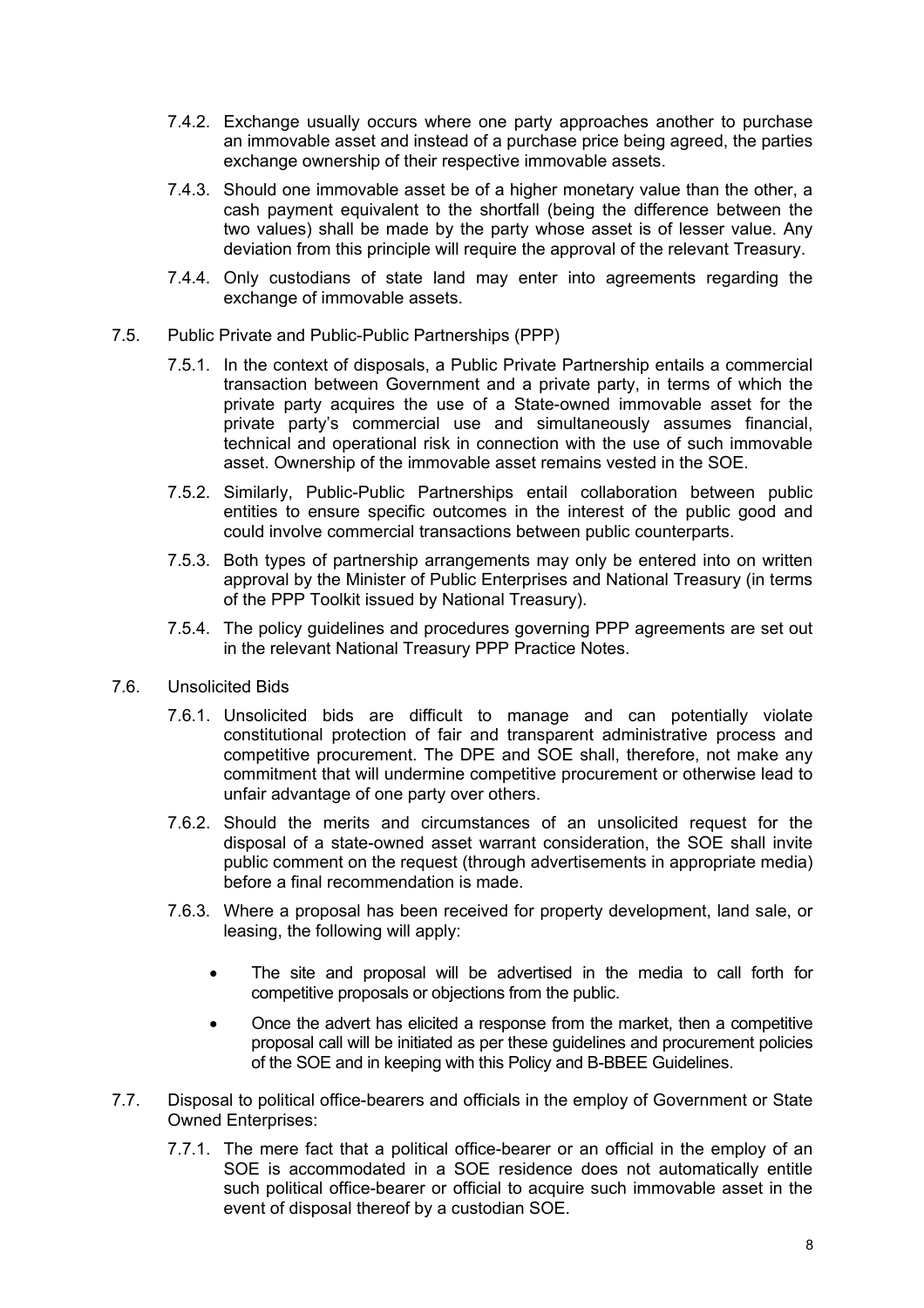7.4.2. Exchange usually occurs where one party approaches another to purchase an immovable asset and instead of a purchase price being agreed, the parties exchange ownership of their respective immovable assets.

7.4.3. Should one immovable asset be of a higher monetary value than the other, a cash payment equivalent to the shortfall (being the difference between the two values) shall be made by the party whose asset is of lesser value. Any deviation from this principle will require the approval of the relevant Treasury.

7.4.4. Only custodians of state land may enter into agreements regarding the exchange of immovable assets.

7.5. Public Private and Public-Public Partnerships (PPP)

7.5.1. In the context of disposals, a Public Private Partnership entails a commercial transaction between Government and a private party, in terms of which the private party acquires the use of a State-owned immovable asset for the private party's commercial use and simultaneously assumes financial, technical and operational risk in connection with the use of such immovable asset. Ownership of the immovable asset remains vested in the SOE.

7.5.2. Similarly, Public-Public Partnerships entail collaboration between public entities to ensure specific outcomes in the interest of the public good and could involve commercial transactions between public counterparts.

7.5.3. Both types of partnership arrangements may only be entered into on written approval by the Minister of Public Enterprises and National Treasury (in terms of the PPP Toolkit issued by National Treasury).

7.5.4. The policy guidelines and procedures governing PPP agreements are set out in the relevant National Treasury PPP Practice Notes.

7.6. Unsolicited Bids

7.6.1. Unsolicited bids are difficult to manage and can potentially violate constitutional protection of fair and transparent administrative process and competitive procurement. The DPE and SOE shall, therefore, not make any commitment that will undermine competitive procurement or otherwise lead to unfair advantage of one party over others.

7.6.2. Should the merits and circumstances of an unsolicited request for the disposal of a state-owned asset warrant consideration, the SOE shall invite public comment on the request (through advertisements in appropriate media) before a final recommendation is made.

7.6.3. Where a proposal has been received for property development, land sale, or leasing, the following will apply:

- The site and proposal will be advertised in the media to call forth for competitive proposals or objections from the public.
- Once the advert has elicited a response from the market, then a competitive proposal call will be initiated as per these guidelines and procurement policies of the SOE and in keeping with this Policy and B-BBEE Guidelines.

7.7. Disposal to political office-bearers and officials in the employ of Government or State Owned Enterprises:

7.7.1. The mere fact that a political office-bearer or an official in the employ of an SOE is accommodated in a SOE residence does not automatically entitle such political office-bearer or official to acquire such immovable asset in the event of disposal thereof by a custodian SOE.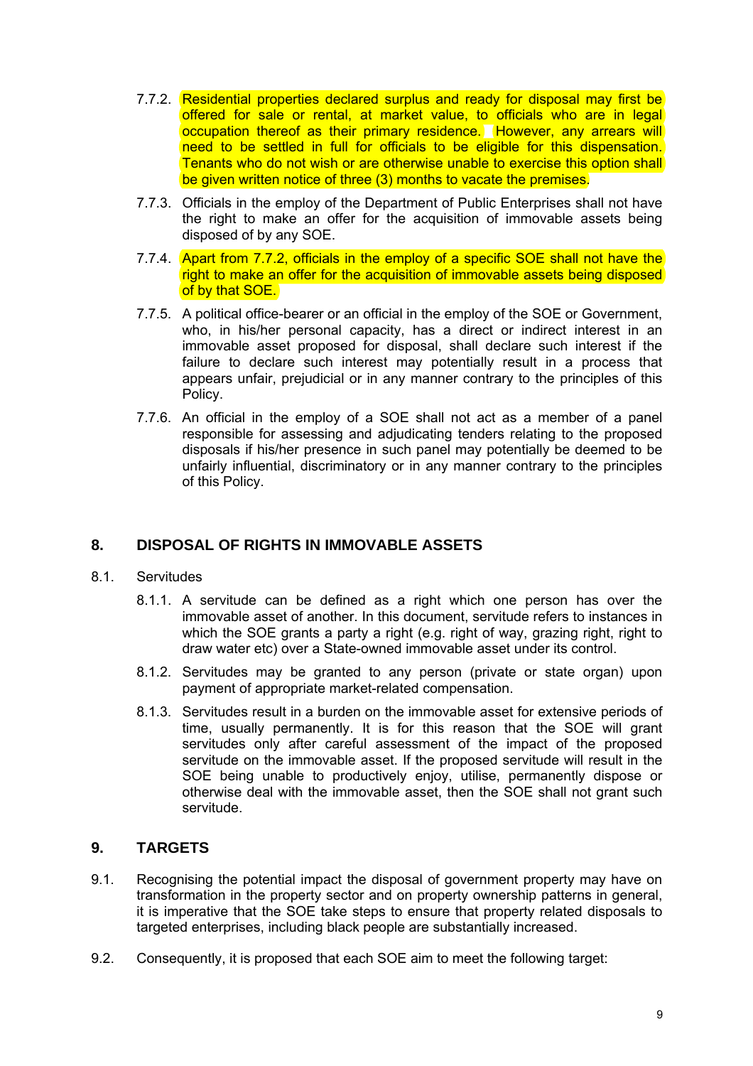7.7.2. Residential properties declared surplus and ready for disposal may first be offered for sale or rental, at market value, to officials who are in legal occupation thereof as their primary residence. However, any arrears will need to be settled in full for officials to be eligible for this dispensation. Tenants who do not wish or are otherwise unable to exercise this option shall be given written notice of three (3) months to vacate the premises.

7.7.3. Officials in the employ of the Department of Public Enterprises shall not have the right to make an offer for the acquisition of immovable assets being disposed of by any SOE.

7.7.4. Apart from 7.7.2, officials in the employ of a specific SOE shall not have the right to make an offer for the acquisition of immovable assets being disposed of by that SOE.

7.7.5. A political office-bearer or an official in the employ of the SOE or Government, who, in his/her personal capacity, has a direct or indirect interest in an immovable asset proposed for disposal, shall declare such interest if the failure to declare such interest may potentially result in a process that appears unfair, prejudicial or in any manner contrary to the principles of this Policy.

7.7.6. An official in the employ of a SOE shall not act as a member of a panel responsible for assessing and adjudicating tenders relating to the proposed disposals if his/her presence in such panel may potentially be deemed to be unfairly influential, discriminatory or in any manner contrary to the principles of this Policy.

## 8. DISPOSAL OF RIGHTS IN IMMOVABLE ASSETS

8.1. Servitudes

8.1.1. A servitude can be defined as a right which one person has over the immovable asset of another. In this document, servitude refers to instances in which the SOE grants a party a right (e.g. right of way, grazing right, right to draw water etc) over a State-owned immovable asset under its control.

8.1.2. Servitudes may be granted to any person (private or state organ) upon payment of appropriate market-related compensation.

8.1.3. Servitudes result in a burden on the immovable asset for extensive periods of time, usually permanently. It is for this reason that the SOE will grant servitudes only after careful assessment of the impact of the proposed servitude on the immovable asset. If the proposed servitude will result in the SOE being unable to productively enjoy, utilise, permanently dispose or otherwise deal with the immovable asset, then the SOE shall not grant such servitude.

## 9. TARGETS

9.1. Recognising the potential impact the disposal of government property may have on transformation in the property sector and on property ownership patterns in general, it is imperative that the SOE take steps to ensure that property related disposals to targeted enterprises, including black people are substantially increased.

9.2. Consequently, it is proposed that each SOE aim to meet the following target: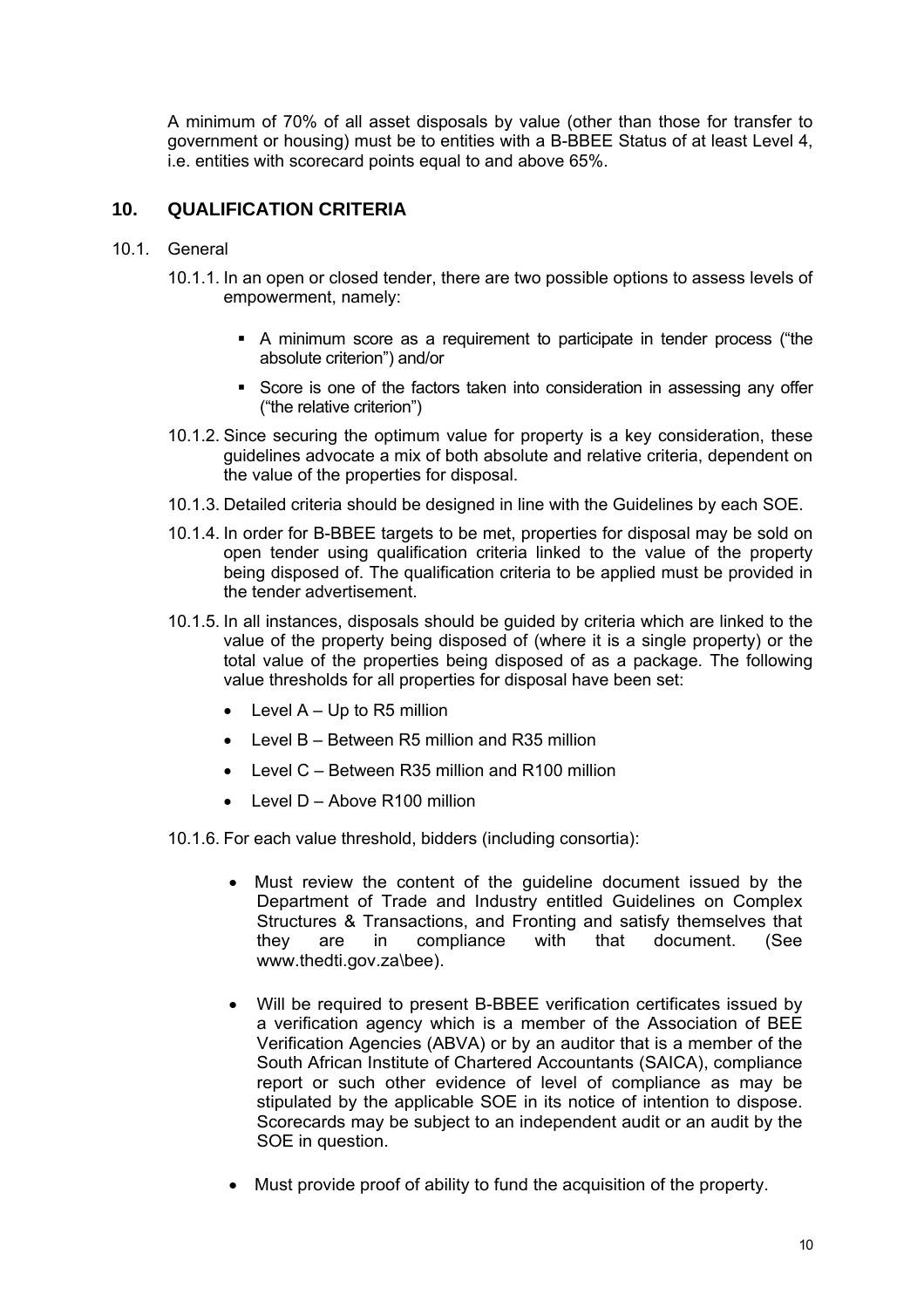A minimum of 70% of all asset disposals by value (other than those for transfer to government or housing) must be to entities with a B-BBEE Status of at least Level 4, i.e. entities with scorecard points equal to and above 65%.

## 10. QUALIFICATION CRITERIA

10.1. General

10.1.1. In an open or closed tender, there are two possible options to assess levels of empowerment, namely:

- A minimum score as a requirement to participate in tender process ("the absolute criterion") and/or
- Score is one of the factors taken into consideration in assessing any offer ("the relative criterion")

10.1.2. Since securing the optimum value for property is a key consideration, these guidelines advocate a mix of both absolute and relative criteria, dependent on the value of the properties for disposal.

10.1.3. Detailed criteria should be designed in line with the Guidelines by each SOE.

10.1.4. In order for B-BBEE targets to be met, properties for disposal may be sold on open tender using qualification criteria linked to the value of the property being disposed of. The qualification criteria to be applied must be provided in the tender advertisement.

10.1.5. In all instances, disposals should be guided by criteria which are linked to the value of the property being disposed of (where it is a single property) or the total value of the properties being disposed of as a package. The following value thresholds for all properties for disposal have been set:

- Level A – Up to R5 million
- Level B – Between R5 million and R35 million
- Level C – Between R35 million and R100 million
- Level D – Above R100 million

10.1.6. For each value threshold, bidders (including consortia):

- Must review the content of the guideline document issued by the Department of Trade and Industry entitled Guidelines on Complex Structures & Transactions, and Fronting and satisfy themselves that they are in compliance with that document. (See www.thedti.gov.za\bee).
- Will be required to present B-BBEE verification certificates issued by a verification agency which is a member of the Association of BEE Verification Agencies (ABVA) or by an auditor that is a member of the South African Institute of Chartered Accountants (SAICA), compliance report or such other evidence of level of compliance as may be stipulated by the applicable SOE in its notice of intention to dispose. Scorecards may be subject to an independent audit or an audit by the SOE in question.
- Must provide proof of ability to fund the acquisition of the property.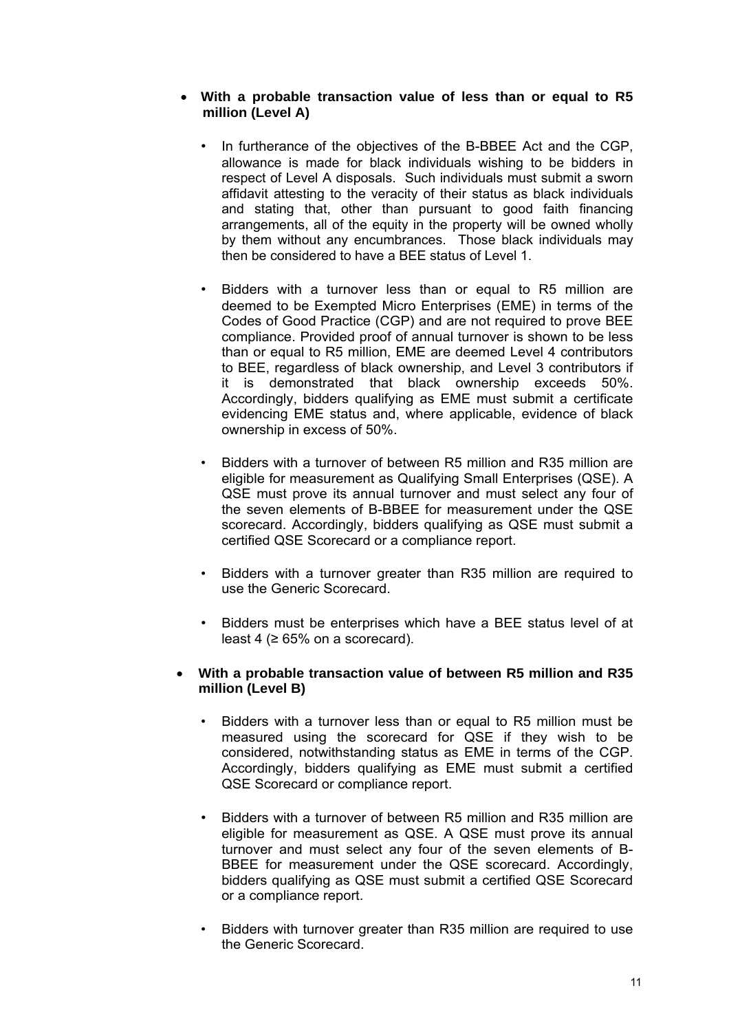- **With a probable transaction value of less than or equal to R5 million (Level A)**

  - In furtherance of the objectives of the B-BBEE Act and the CGP, allowance is made for black individuals wishing to be bidders in respect of Level A disposals. Such individuals must submit a sworn affidavit attesting to the veracity of their status as black individuals and stating that, other than pursuant to good faith financing arrangements, all of the equity in the property will be owned wholly by them without any encumbrances. Those black individuals may then be considered to have a BEE status of Level 1.

  - Bidders with a turnover less than or equal to R5 million are deemed to be Exempted Micro Enterprises (EME) in terms of the Codes of Good Practice (CGP) and are not required to prove BEE compliance. Provided proof of annual turnover is shown to be less than or equal to R5 million, EME are deemed Level 4 contributors to BEE, regardless of black ownership, and Level 3 contributors if it is demonstrated that black ownership exceeds 50%. Accordingly, bidders qualifying as EME must submit a certificate evidencing EME status and, where applicable, evidence of black ownership in excess of 50%.

  - Bidders with a turnover of between R5 million and R35 million are eligible for measurement as Qualifying Small Enterprises (QSE). A QSE must prove its annual turnover and must select any four of the seven elements of B-BBEE for measurement under the QSE scorecard. Accordingly, bidders qualifying as QSE must submit a certified QSE Scorecard or a compliance report.

  - Bidders with a turnover greater than R35 million are required to use the Generic Scorecard.

  - Bidders must be enterprises which have a BEE status level of at least 4 (≥ 65% on a scorecard).

- **With a probable transaction value of between R5 million and R35 million (Level B)**

  - Bidders with a turnover less than or equal to R5 million must be measured using the scorecard for QSE if they wish to be considered, notwithstanding status as EME in terms of the CGP. Accordingly, bidders qualifying as EME must submit a certified QSE Scorecard or compliance report.

  - Bidders with a turnover of between R5 million and R35 million are eligible for measurement as QSE. A QSE must prove its annual turnover and must select any four of the seven elements of B-BBEE for measurement under the QSE scorecard. Accordingly, bidders qualifying as QSE must submit a certified QSE Scorecard or a compliance report.

  - Bidders with turnover greater than R35 million are required to use the Generic Scorecard.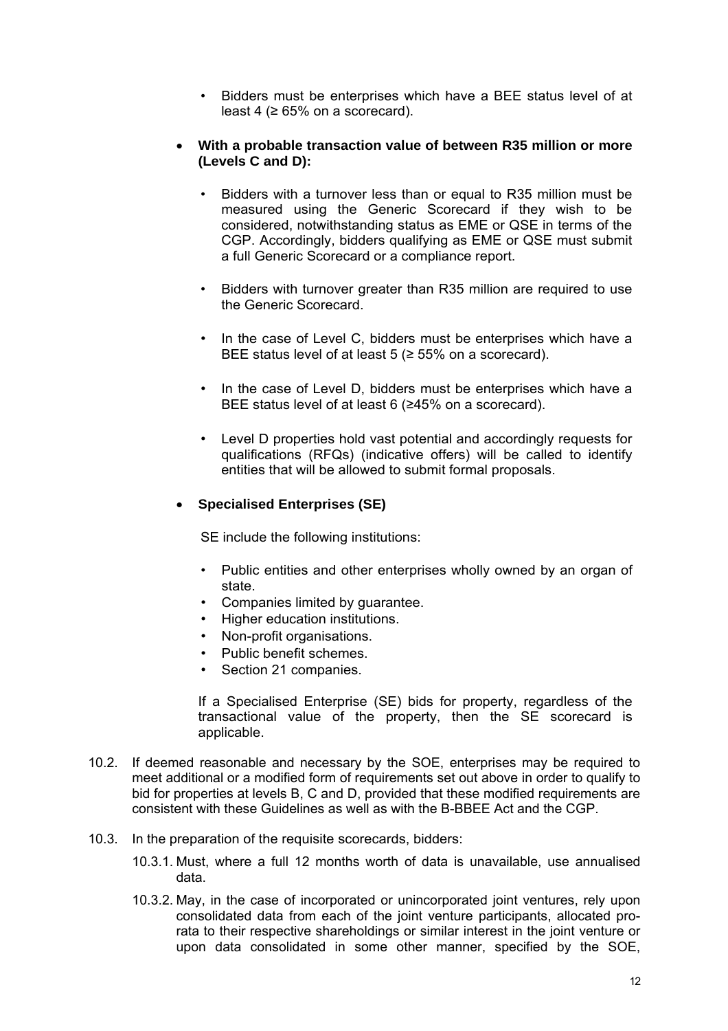- Bidders must be enterprises which have a BEE status level of at least 4 (≥ 65% on a scorecard).

- **With a probable transaction value of between R35 million or more (Levels C and D):**

  - Bidders with a turnover less than or equal to R35 million must be measured using the Generic Scorecard if they wish to be considered, notwithstanding status as EME or QSE in terms of the CGP. Accordingly, bidders qualifying as EME or QSE must submit a full Generic Scorecard or a compliance report.

  - Bidders with turnover greater than R35 million are required to use the Generic Scorecard.

  - In the case of Level C, bidders must be enterprises which have a BEE status level of at least 5 (≥ 55% on a scorecard).

  - In the case of Level D, bidders must be enterprises which have a BEE status level of at least 6 (≥45% on a scorecard).

  - Level D properties hold vast potential and accordingly requests for qualifications (RFQs) (indicative offers) will be called to identify entities that will be allowed to submit formal proposals.

- **Specialised Enterprises (SE)**

  SE include the following institutions:

  - Public entities and other enterprises wholly owned by an organ of state.
  - Companies limited by guarantee.
  - Higher education institutions.
  - Non-profit organisations.
  - Public benefit schemes.
  - Section 21 companies.

  If a Specialised Enterprise (SE) bids for property, regardless of the transactional value of the property, then the SE scorecard is applicable.

10.2. If deemed reasonable and necessary by the SOE, enterprises may be required to meet additional or a modified form of requirements set out above in order to qualify to bid for properties at levels B, C and D, provided that these modified requirements are consistent with these Guidelines as well as with the B-BBEE Act and the CGP.

10.3. In the preparation of the requisite scorecards, bidders:

10.3.1. Must, where a full 12 months worth of data is unavailable, use annualised data.

10.3.2. May, in the case of incorporated or unincorporated joint ventures, rely upon consolidated data from each of the joint venture participants, allocated pro-rata to their respective shareholdings or similar interest in the joint venture or upon data consolidated in some other manner, specified by the SOE,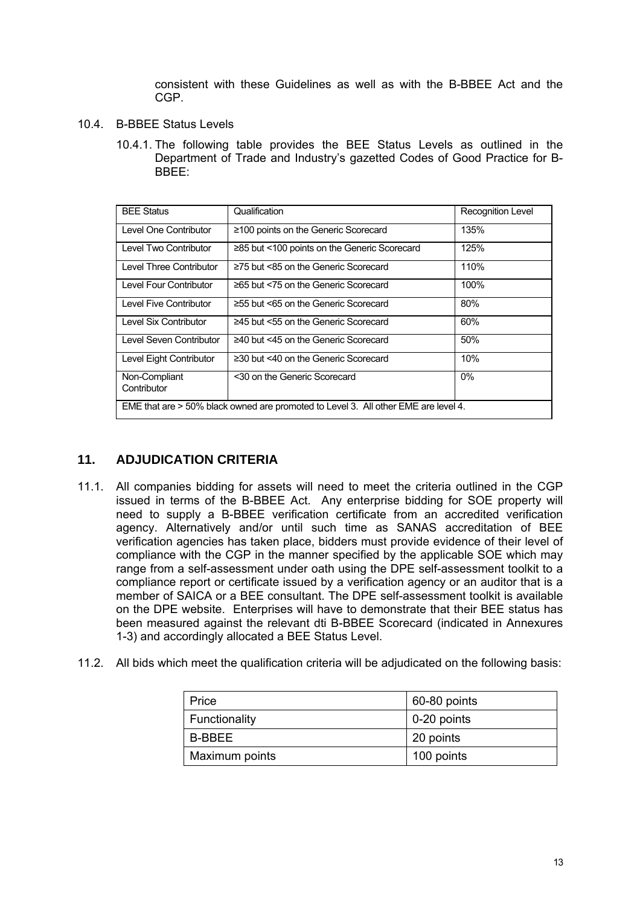consistent with these Guidelines as well as with the B-BBEE Act and the CGP.

10.4. B-BBEE Status Levels

10.4.1. The following table provides the BEE Status Levels as outlined in the Department of Trade and Industry's gazetted Codes of Good Practice for B-BBEE:

| BEE Status | Qualification | Recognition Level |
|---|---|---|
| Level One Contributor | ≥100 points on the Generic Scorecard | 135% |
| Level Two Contributor | ≥85 but <100 points on the Generic Scorecard | 125% |
| Level Three Contributor | ≥75 but <85 on the Generic Scorecard | 110% |
| Level Four Contributor | ≥65 but <75 on the Generic Scorecard | 100% |
| Level Five Contributor | ≥55 but <65 on the Generic Scorecard | 80% |
| Level Six Contributor | ≥45 but <55 on the Generic Scorecard | 60% |
| Level Seven Contributor | ≥40 but <45 on the Generic Scorecard | 50% |
| Level Eight Contributor | ≥30 but <40 on the Generic Scorecard | 10% |
| Non-Compliant Contributor | <30 on the Generic Scorecard | 0% |
| EME that are > 50% black owned are promoted to Level 3. All other EME are level 4. | | |

## 11. ADJUDICATION CRITERIA

11.1. All companies bidding for assets will need to meet the criteria outlined in the CGP issued in terms of the B-BBEE Act. Any enterprise bidding for SOE property will need to supply a B-BBEE verification certificate from an accredited verification agency. Alternatively and/or until such time as SANAS accreditation of BEE verification agencies has taken place, bidders must provide evidence of their level of compliance with the CGP in the manner specified by the applicable SOE which may range from a self-assessment under oath using the DPE self-assessment toolkit to a compliance report or certificate issued by a verification agency or an auditor that is a member of SAICA or a BEE consultant. The DPE self-assessment toolkit is available on the DPE website. Enterprises will have to demonstrate that their BEE status has been measured against the relevant dti B-BBEE Scorecard (indicated in Annexures 1-3) and accordingly allocated a BEE Status Level.

11.2. All bids which meet the qualification criteria will be adjudicated on the following basis:

| Price | 60-80 points |
|---|---|
| Functionality | 0-20 points |
| B-BBEE | 20 points |
| Maximum points | 100 points |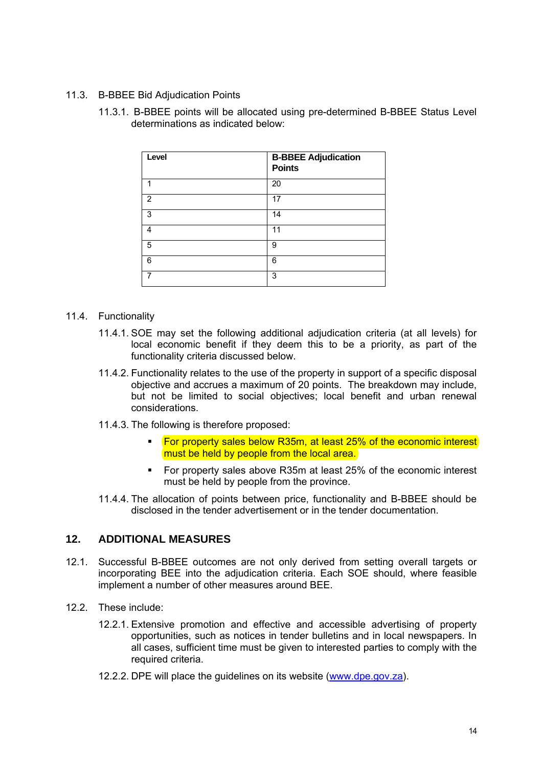11.3. B-BBEE Bid Adjudication Points

11.3.1. B-BBEE points will be allocated using pre-determined B-BBEE Status Level determinations as indicated below:

| Level | B-BBEE Adjudication Points |
|---|---|
| 1 | 20 |
| 2 | 17 |
| 3 | 14 |
| 4 | 11 |
| 5 | 9 |
| 6 | 6 |
| 7 | 3 |

11.4. Functionality

11.4.1. SOE may set the following additional adjudication criteria (at all levels) for local economic benefit if they deem this to be a priority, as part of the functionality criteria discussed below.

11.4.2. Functionality relates to the use of the property in support of a specific disposal objective and accrues a maximum of 20 points. The breakdown may include, but not be limited to social objectives; local benefit and urban renewal considerations.

11.4.3. The following is therefore proposed:

- For property sales below R35m, at least 25% of the economic interest must be held by people from the local area.
- For property sales above R35m at least 25% of the economic interest must be held by people from the province.

11.4.4. The allocation of points between price, functionality and B-BBEE should be disclosed in the tender advertisement or in the tender documentation.

## 12. ADDITIONAL MEASURES

12.1. Successful B-BBEE outcomes are not only derived from setting overall targets or incorporating BEE into the adjudication criteria. Each SOE should, where feasible implement a number of other measures around BEE.

12.2. These include:

12.2.1. Extensive promotion and effective and accessible advertising of property opportunities, such as notices in tender bulletins and in local newspapers. In all cases, sufficient time must be given to interested parties to comply with the required criteria.

12.2.2. DPE will place the guidelines on its website (www.dpe.gov.za).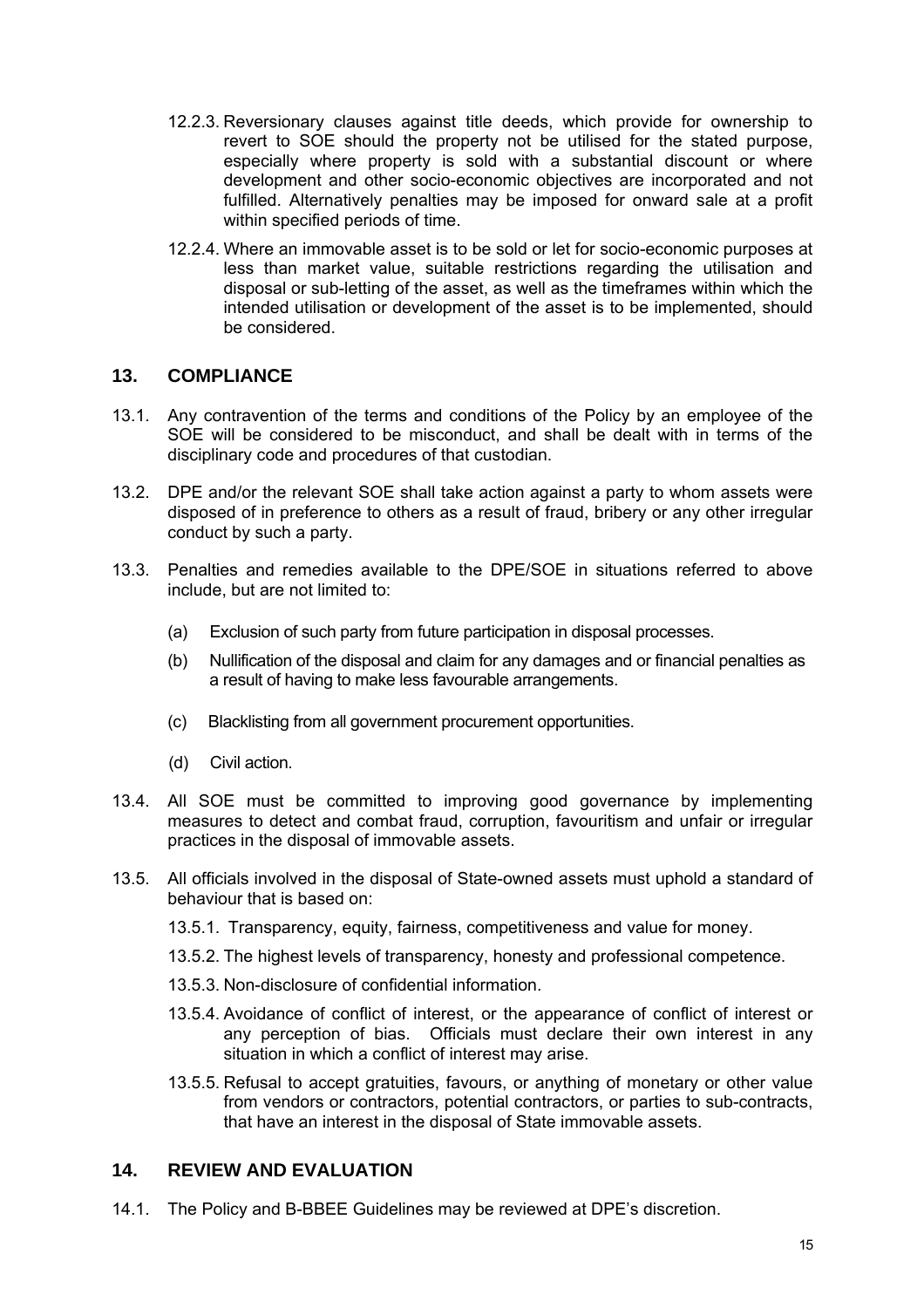12.2.3. Reversionary clauses against title deeds, which provide for ownership to revert to SOE should the property not be utilised for the stated purpose, especially where property is sold with a substantial discount or where development and other socio-economic objectives are incorporated and not fulfilled. Alternatively penalties may be imposed for onward sale at a profit within specified periods of time.

12.2.4. Where an immovable asset is to be sold or let for socio-economic purposes at less than market value, suitable restrictions regarding the utilisation and disposal or sub-letting of the asset, as well as the timeframes within which the intended utilisation or development of the asset is to be implemented, should be considered.

## 13. COMPLIANCE

13.1. Any contravention of the terms and conditions of the Policy by an employee of the SOE will be considered to be misconduct, and shall be dealt with in terms of the disciplinary code and procedures of that custodian.

13.2. DPE and/or the relevant SOE shall take action against a party to whom assets were disposed of in preference to others as a result of fraud, bribery or any other irregular conduct by such a party.

13.3. Penalties and remedies available to the DPE/SOE in situations referred to above include, but are not limited to:

(a) Exclusion of such party from future participation in disposal processes.

(b) Nullification of the disposal and claim for any damages and or financial penalties as a result of having to make less favourable arrangements.

(c) Blacklisting from all government procurement opportunities.

(d) Civil action.

13.4. All SOE must be committed to improving good governance by implementing measures to detect and combat fraud, corruption, favouritism and unfair or irregular practices in the disposal of immovable assets.

13.5. All officials involved in the disposal of State-owned assets must uphold a standard of behaviour that is based on:

13.5.1. Transparency, equity, fairness, competitiveness and value for money.

13.5.2. The highest levels of transparency, honesty and professional competence.

13.5.3. Non-disclosure of confidential information.

13.5.4. Avoidance of conflict of interest, or the appearance of conflict of interest or any perception of bias. Officials must declare their own interest in any situation in which a conflict of interest may arise.

13.5.5. Refusal to accept gratuities, favours, or anything of monetary or other value from vendors or contractors, potential contractors, or parties to sub-contracts, that have an interest in the disposal of State immovable assets.

## 14. REVIEW AND EVALUATION

14.1. The Policy and B-BBEE Guidelines may be reviewed at DPE's discretion.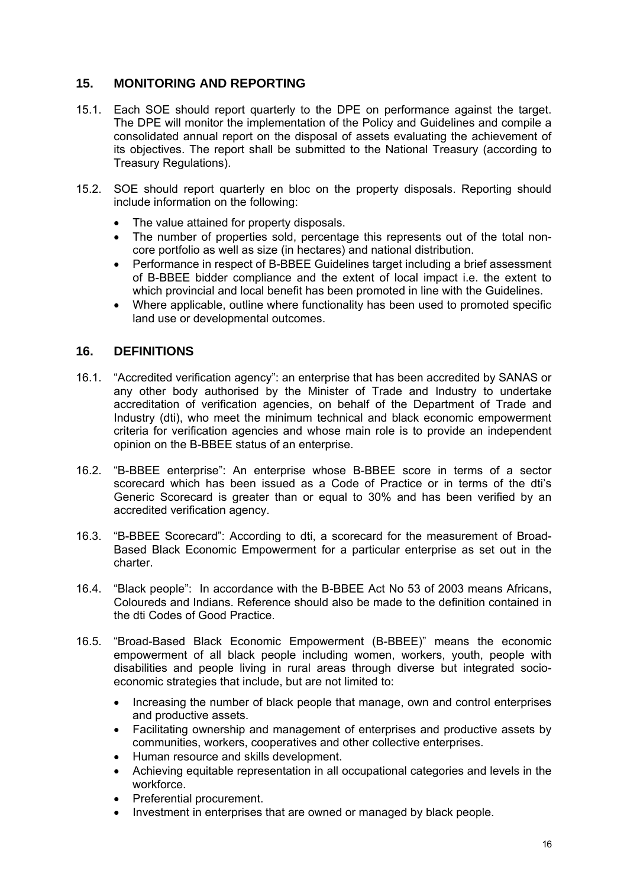## 15. MONITORING AND REPORTING

15.1. Each SOE should report quarterly to the DPE on performance against the target. The DPE will monitor the implementation of the Policy and Guidelines and compile a consolidated annual report on the disposal of assets evaluating the achievement of its objectives. The report shall be submitted to the National Treasury (according to Treasury Regulations).

15.2. SOE should report quarterly en bloc on the property disposals. Reporting should include information on the following:

- The value attained for property disposals.
- The number of properties sold, percentage this represents out of the total non-core portfolio as well as size (in hectares) and national distribution.
- Performance in respect of B-BBEE Guidelines target including a brief assessment of B-BBEE bidder compliance and the extent of local impact i.e. the extent to which provincial and local benefit has been promoted in line with the Guidelines.
- Where applicable, outline where functionality has been used to promoted specific land use or developmental outcomes.

## 16. DEFINITIONS

16.1. "Accredited verification agency": an enterprise that has been accredited by SANAS or any other body authorised by the Minister of Trade and Industry to undertake accreditation of verification agencies, on behalf of the Department of Trade and Industry (dti), who meet the minimum technical and black economic empowerment criteria for verification agencies and whose main role is to provide an independent opinion on the B-BBEE status of an enterprise.

16.2. "B-BBEE enterprise": An enterprise whose B-BBEE score in terms of a sector scorecard which has been issued as a Code of Practice or in terms of the dti's Generic Scorecard is greater than or equal to 30% and has been verified by an accredited verification agency.

16.3. "B-BBEE Scorecard": According to dti, a scorecard for the measurement of Broad-Based Black Economic Empowerment for a particular enterprise as set out in the charter.

16.4. "Black people": In accordance with the B-BBEE Act No 53 of 2003 means Africans, Coloureds and Indians. Reference should also be made to the definition contained in the dti Codes of Good Practice.

16.5. "Broad-Based Black Economic Empowerment (B-BBEE)" means the economic empowerment of all black people including women, workers, youth, people with disabilities and people living in rural areas through diverse but integrated socio-economic strategies that include, but are not limited to:

- Increasing the number of black people that manage, own and control enterprises and productive assets.
- Facilitating ownership and management of enterprises and productive assets by communities, workers, cooperatives and other collective enterprises.
- Human resource and skills development.
- Achieving equitable representation in all occupational categories and levels in the workforce.
- Preferential procurement.
- Investment in enterprises that are owned or managed by black people.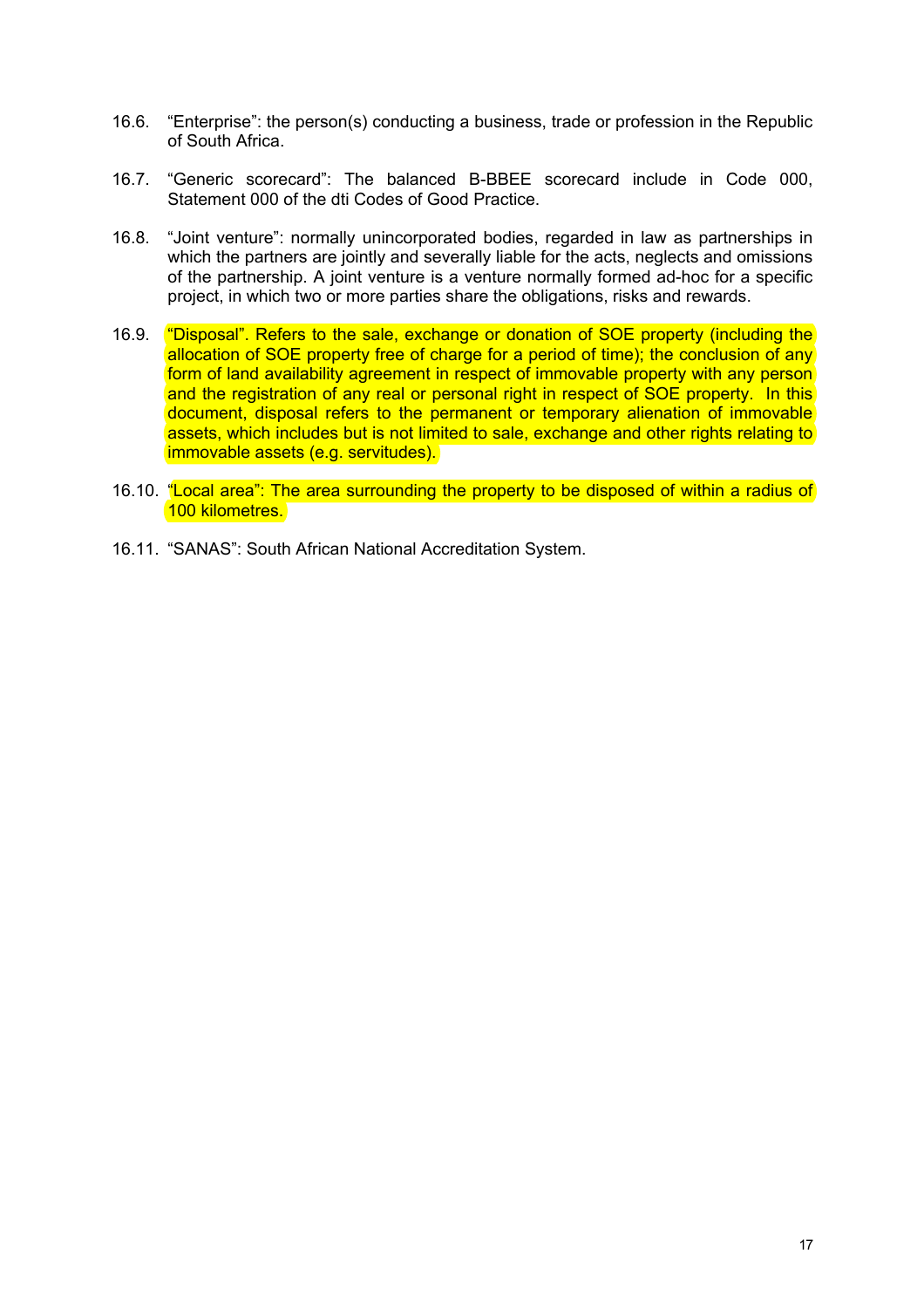16.6. "Enterprise": the person(s) conducting a business, trade or profession in the Republic of South Africa.

16.7. "Generic scorecard": The balanced B-BBEE scorecard include in Code 000, Statement 000 of the dti Codes of Good Practice.

16.8. "Joint venture": normally unincorporated bodies, regarded in law as partnerships in which the partners are jointly and severally liable for the acts, neglects and omissions of the partnership. A joint venture is a venture normally formed ad-hoc for a specific project, in which two or more parties share the obligations, risks and rewards.

16.9. "Disposal". Refers to the sale, exchange or donation of SOE property (including the allocation of SOE property free of charge for a period of time); the conclusion of any form of land availability agreement in respect of immovable property with any person and the registration of any real or personal right in respect of SOE property. In this document, disposal refers to the permanent or temporary alienation of immovable assets, which includes but is not limited to sale, exchange and other rights relating to immovable assets (e.g. servitudes).

16.10. "Local area": The area surrounding the property to be disposed of within a radius of 100 kilometres.

16.11. "SANAS": South African National Accreditation System.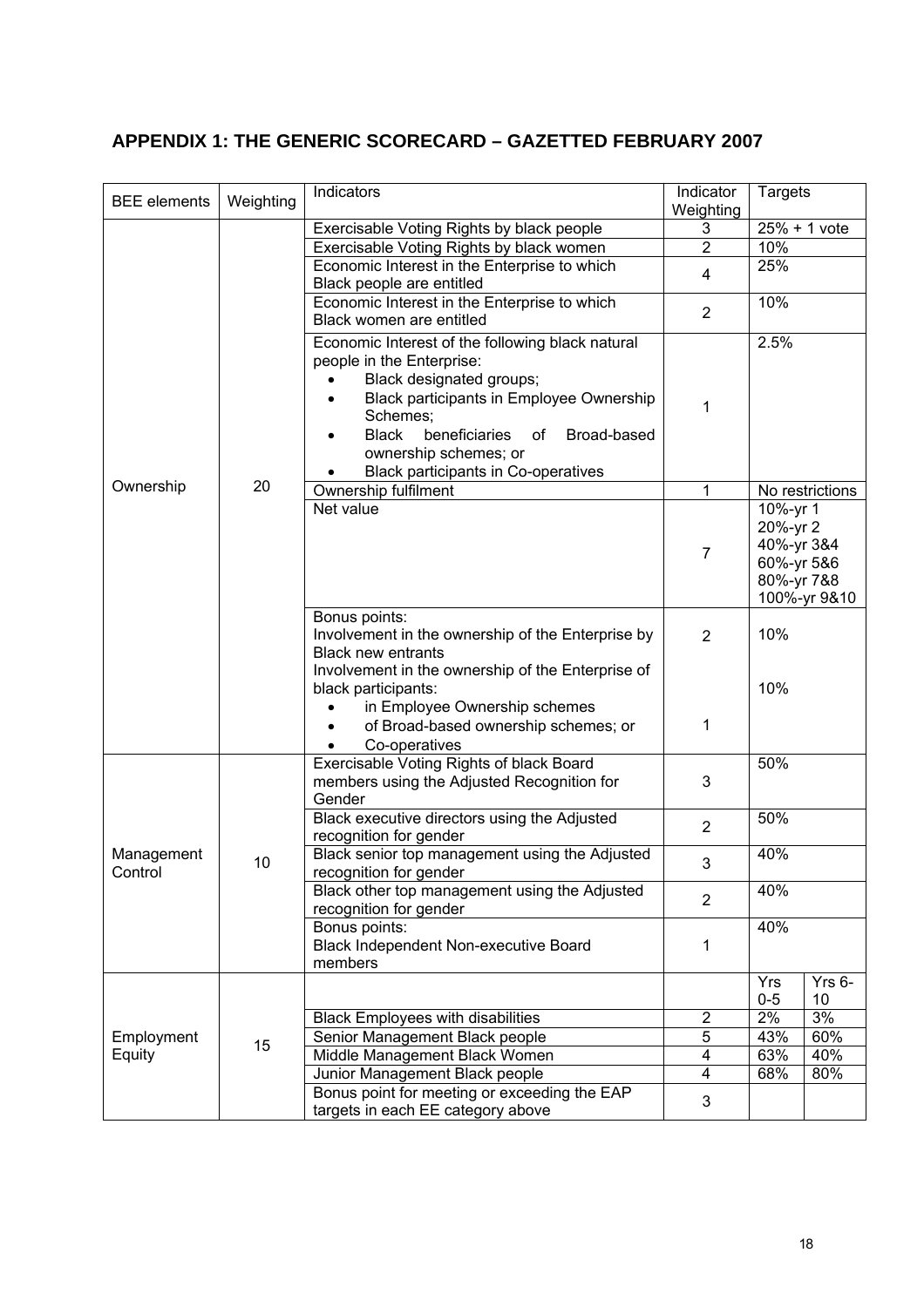## APPENDIX 1: THE GENERIC SCORECARD – GAZETTED FEBRUARY 2007

| BEE elements | Weighting | Indicators | Indicator Weighting | Targets | |
|---|---|---|---|---|---|
| Ownership | 20 | Exercisable Voting Rights by black people | 3 | 25% + 1 vote | |
| | | Exercisable Voting Rights by black women | 2 | 10% | |
| | | Economic Interest in the Enterprise to which Black people are entitled | 4 | 25% | |
| | | Economic Interest in the Enterprise to which Black women are entitled | 2 | 10% | |
| | | Economic Interest of the following black natural people in the Enterprise: • Black designated groups; • Black participants in Employee Ownership Schemes; • Black beneficiaries of Broad-based ownership schemes; or • Black participants in Co-operatives | 1 | 2.5% | |
| | | Ownership fulfilment | 1 | No restrictions | |
| | | Net value | 7 | 10%-yr 1<br>20%-yr 2<br>40%-yr 3&4<br>60%-yr 5&6<br>80%-yr 7&8<br>100%-yr 9&10 | |
| | | Bonus points:<br>Involvement in the ownership of the Enterprise by Black new entrants | 2 | 10% | |
| | | Involvement in the ownership of the Enterprise of black participants: • in Employee Ownership schemes • of Broad-based ownership schemes; or • Co-operatives | 1 | 10% | |
| Management Control | 10 | Exercisable Voting Rights of black Board members using the Adjusted Recognition for Gender | 3 | 50% | |
| | | Black executive directors using the Adjusted recognition for gender | 2 | 50% | |
| | | Black senior top management using the Adjusted recognition for gender | 3 | 40% | |
| | | Black other top management using the Adjusted recognition for gender | 2 | 40% | |
| | | Bonus points:<br>Black Independent Non-executive Board members | 1 | 40% | |
| Employment Equity | 15 | | | Yrs 0-5 | Yrs 6-10 |
| | | Black Employees with disabilities | 2 | 2% | 3% |
| | | Senior Management Black people | 5 | 43% | 60% |
| | | Middle Management Black Women | 4 | 63% | 40% |
| | | Junior Management Black people | 4 | 68% | 80% |
| | | Bonus point for meeting or exceeding the EAP targets in each EE category above | 3 | | |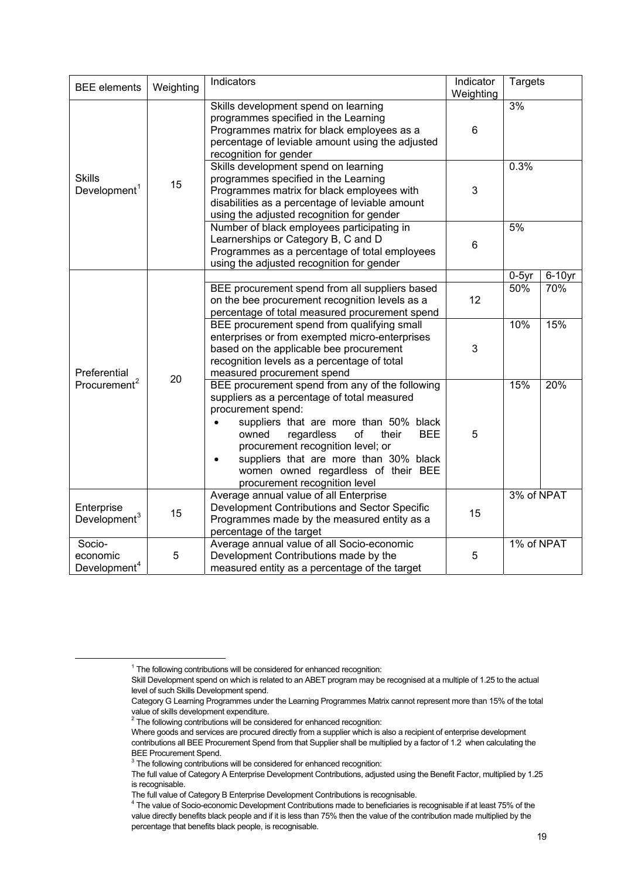| BEE elements | Weighting | Indicators | Indicator Weighting | Targets | |
|---|---|---|---|---|---|
| Skills Development[1] | 15 | Skills development spend on learning programmes specified in the Learning Programmes matrix for black employees as a percentage of leviable amount using the adjusted recognition for gender | 6 | 3% | |
| | | Skills development spend on learning programmes specified in the Learning Programmes matrix for black employees with disabilities as a percentage of leviable amount using the adjusted recognition for gender | 3 | 0.3% | |
| | | Number of black employees participating in Learnerships or Category B, C and D Programmes as a percentage of total employees using the adjusted recognition for gender | 6 | 5% | |
| Preferential Procurement[2] | 20 | | | 0-5yr | 6-10yr |
| | | BEE procurement spend from all suppliers based on the bee procurement recognition levels as a percentage of total measured procurement spend | 12 | 50% | 70% |
| | | BEE procurement spend from qualifying small enterprises or from exempted micro-enterprises based on the applicable bee procurement recognition levels as a percentage of total measured procurement spend | 3 | 10% | 15% |
| | | BEE procurement spend from any of the following suppliers as a percentage of total measured procurement spend: • suppliers that are more than 50% black owned regardless of their BEE procurement recognition level; or • suppliers that are more than 30% black women owned regardless of their BEE procurement recognition level | 5 | 15% | 20% |
| Enterprise Development[3] | 15 | Average annual value of all Enterprise Development Contributions and Sector Specific Programmes made by the measured entity as a percentage of the target | 15 | 3% of NPAT | |
| Socio-economic Development[4] | 5 | Average annual value of all Socio-economic Development Contributions made by the measured entity as a percentage of the target | 5 | 1% of NPAT | |

[1] The following contributions will be considered for enhanced recognition:
Skill Development spend on which is related to an ABET program may be recognised at a multiple of 1.25 to the actual level of such Skills Development spend.
Category G Learning Programmes under the Learning Programmes Matrix cannot represent more than 15% of the total value of skills development expenditure.

[2] The following contributions will be considered for enhanced recognition:
Where goods and services are procured directly from a supplier which is also a recipient of enterprise development contributions all BEE Procurement Spend from that Supplier shall be multiplied by a factor of 1.2 when calculating the BEE Procurement Spend.

[3] The following contributions will be considered for enhanced recognition:
The full value of Category A Enterprise Development Contributions, adjusted using the Benefit Factor, multiplied by 1.25 is recognisable.
The full value of Category B Enterprise Development Contributions is recognisable.

[4] The value of Socio-economic Development Contributions made to beneficiaries is recognisable if at least 75% of the value directly benefits black people and if it is less than 75% then the value of the contribution made multiplied by the percentage that benefits black people, is recognisable.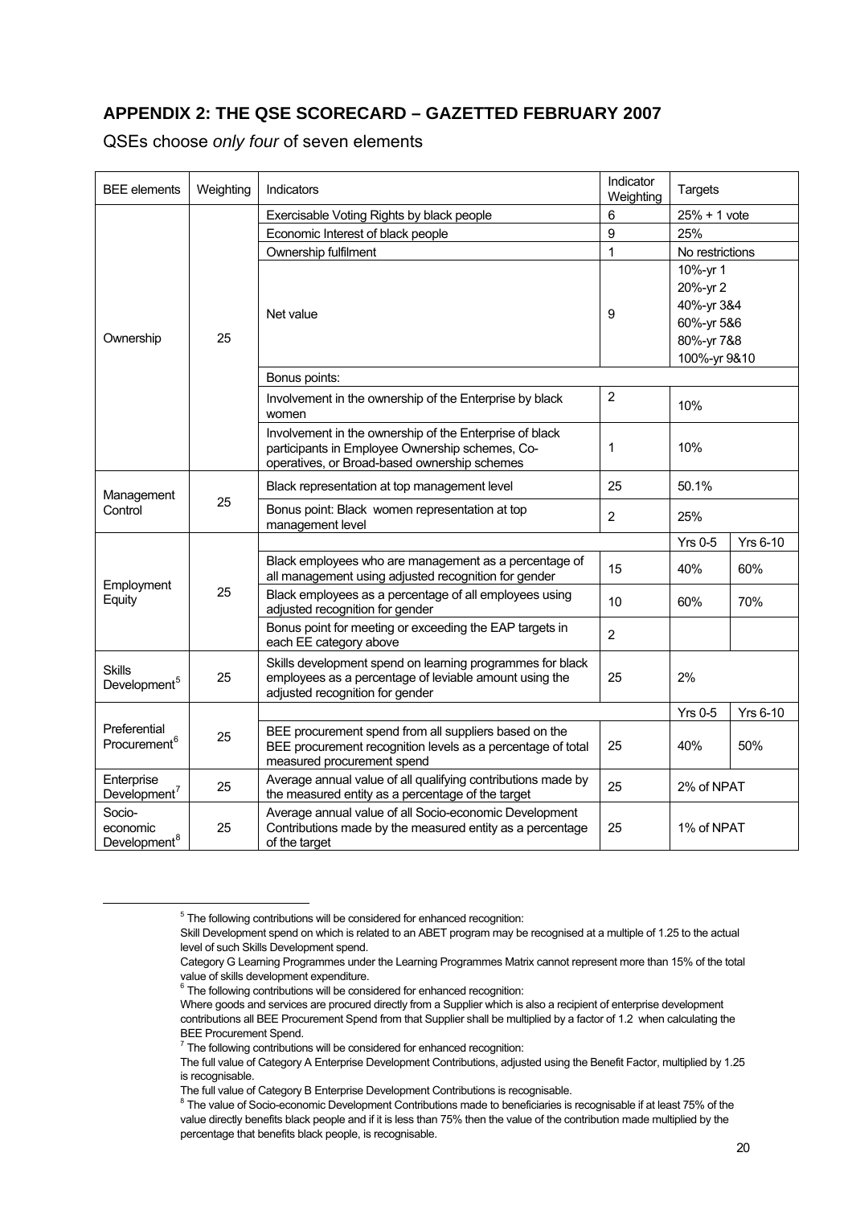## APPENDIX 2: THE QSE SCORECARD – GAZETTED FEBRUARY 2007

QSEs choose *only four* of seven elements

| BEE elements | Weighting | Indicators | Indicator Weighting | Targets | |
|---|---|---|---|---|---|
| Ownership | 25 | Exercisable Voting Rights by black people | 6 | 25% + 1 vote | |
| | | Economic Interest of black people | 9 | 25% | |
| | | Ownership fulfilment | 1 | No restrictions | |
| | | Net value | 9 | 10%-yr 1<br>20%-yr 2<br>40%-yr 3&4<br>60%-yr 5&6<br>80%-yr 7&8<br>100%-yr 9&10 | |
| | | Bonus points: | | | |
| | | Involvement in the ownership of the Enterprise by black women | 2 | 10% | |
| | | Involvement in the ownership of the Enterprise by black participants in Employee Ownership schemes, Co-operatives, or Broad-based ownership schemes | 1 | 10% | |
| Management Control | 25 | Black representation at top management level | 25 | 50.1% | |
| | | Bonus point: Black women representation at top management level | 2 | 25% | |
| Employment Equity | 25 | | | Yrs 0-5 | Yrs 6-10 |
| | | Black employees who are management as a percentage of all management using adjusted recognition for gender | 15 | 40% | 60% |
| | | Black employees as a percentage of all employees using adjusted recognition for gender | 10 | 60% | 70% |
| | | Bonus point for meeting or exceeding the EAP targets in each EE category above | 2 | | |
| Skills Development[5] | 25 | Skills development spend on learning programmes for black employees as a percentage of leviable amount using the adjusted recognition for gender | 25 | 2% | |
| Preferential Procurement[6] | 25 | | | Yrs 0-5 | Yrs 6-10 |
| | | BEE procurement spend from all suppliers based on the BEE procurement recognition levels as a percentage of total measured procurement spend | 25 | 40% | 50% |
| Enterprise Development[7] | 25 | Average annual value of all qualifying contributions made by the measured entity as a percentage of the target | 25 | 2% of NPAT | |
| Socio-economic Development[8] | 25 | Average annual value of all Socio-economic Development Contributions made by the measured entity as a percentage of the target | 25 | 1% of NPAT | |

[5] The following contributions will be considered for enhanced recognition:
Skill Development spend on which is related to an ABET program may be recognised at a multiple of 1.25 to the actual level of such Skills Development spend.
Category G Learning Programmes under the Learning Programmes Matrix cannot represent more than 15% of the total value of skills development expenditure.

[6] The following contributions will be considered for enhanced recognition:
Where goods and services are procured directly from a Supplier which is also a recipient of enterprise development contributions all BEE Procurement Spend from that Supplier shall be multiplied by a factor of 1.2 when calculating the BEE Procurement Spend.

[7] The following contributions will be considered for enhanced recognition:
The full value of Category A Enterprise Development Contributions, adjusted using the Benefit Factor, multiplied by 1.25 is recognisable.
The full value of Category B Enterprise Development Contributions is recognisable.

[8] The value of Socio-economic Development Contributions made to beneficiaries is recognisable if at least 75% of the value directly benefits black people and if it is less than 75% then the value of the contribution made multiplied by the percentage that benefits black people, is recognisable.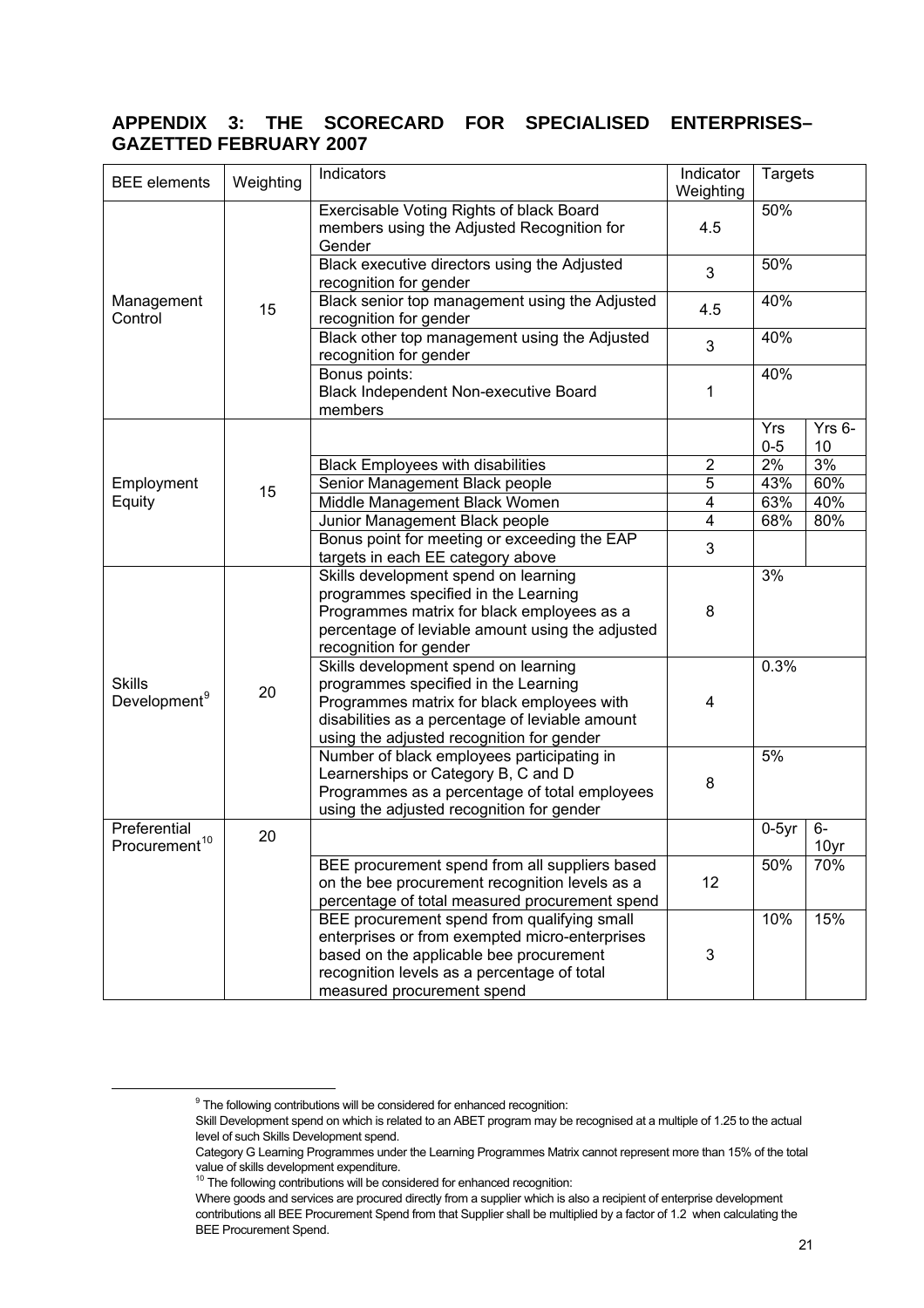## APPENDIX 3: THE SCORECARD FOR SPECIALISED ENTERPRISES– GAZETTED FEBRUARY 2007

| BEE elements | Weighting | Indicators | Indicator Weighting | Targets | |
|---|---|---|---|---|---|
| Management Control | 15 | Exercisable Voting Rights of black Board members using the Adjusted Recognition for Gender | 4.5 | 50% | |
| | | Black executive directors using the Adjusted recognition for gender | 3 | 50% | |
| | | Black senior top management using the Adjusted recognition for gender | 4.5 | 40% | |
| | | Black other top management using the Adjusted recognition for gender | 3 | 40% | |
| | | Bonus points: Black Independent Non-executive Board members | 1 | 40% | |
| Employment Equity | 15 | | | Yrs 0-5 | Yrs 6-10 |
| | | Black Employees with disabilities | 2 | 2% | 3% |
| | | Senior Management Black people | 5 | 43% | 60% |
| | | Middle Management Black Women | 4 | 63% | 40% |
| | | Junior Management Black people | 4 | 68% | 80% |
| | | Bonus point for meeting or exceeding the EAP targets in each EE category above | 3 | | |
| Skills Development[9] | 20 | Skills development spend on learning programmes specified in the Learning Programmes matrix for black employees as a percentage of leviable amount using the adjusted recognition for gender | 8 | 3% | |
| | | Skills development spend on learning programmes specified in the Learning Programmes matrix for black employees with disabilities as a percentage of leviable amount using the adjusted recognition for gender | 4 | 0.3% | |
| | | Number of black employees participating in Learnerships or Category B, C and D Programmes as a percentage of total employees using the adjusted recognition for gender | 8 | 5% | |
| Preferential Procurement[10] | 20 | | | 0-5yr | 6-10yr |
| | | BEE procurement spend from all suppliers based on the bee procurement recognition levels as a percentage of total measured procurement spend | 12 | 50% | 70% |
| | | BEE procurement spend from qualifying small enterprises or from exempted micro-enterprises based on the applicable bee procurement recognition levels as a percentage of total measured procurement spend | 3 | 10% | 15% |

[9] The following contributions will be considered for enhanced recognition:
Skill Development spend on which is related to an ABET program may be recognised at a multiple of 1.25 to the actual level of such Skills Development spend.
Category G Learning Programmes under the Learning Programmes Matrix cannot represent more than 15% of the total value of skills development expenditure.

[10] The following contributions will be considered for enhanced recognition:
Where goods and services are procured directly from a supplier which is also a recipient of enterprise development contributions all BEE Procurement Spend from that Supplier shall be multiplied by a factor of 1.2 when calculating the BEE Procurement Spend.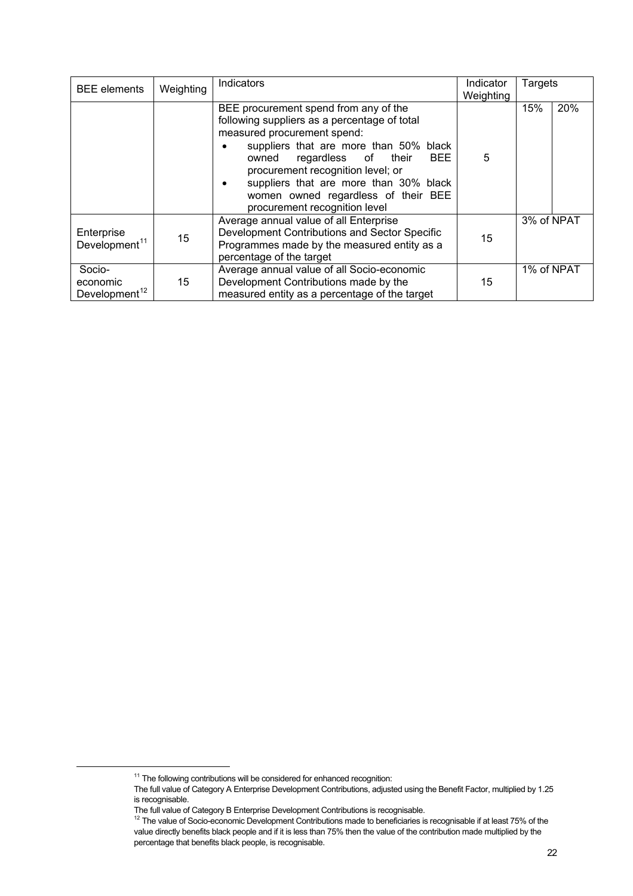| BEE elements | Weighting | Indicators | Indicator Weighting | Targets | |
|---|---|---|---|---|---|
| | | BEE procurement spend from any of the following suppliers as a percentage of total measured procurement spend: <br>• suppliers that are more than 50% black owned regardless of their BEE procurement recognition level; or <br>• suppliers that are more than 30% black women owned regardless of their BEE procurement recognition level | 5 | 15% | 20% |
| Enterprise Development[11] | 15 | Average annual value of all Enterprise Development Contributions and Sector Specific Programmes made by the measured entity as a percentage of the target | 15 | 3% of NPAT | |
| Socio-economic Development[12] | 15 | Average annual value of all Socio-economic Development Contributions made by the measured entity as a percentage of the target | 15 | 1% of NPAT | |

[11] The following contributions will be considered for enhanced recognition:
The full value of Category A Enterprise Development Contributions, adjusted using the Benefit Factor, multiplied by 1.25 is recognisable.
The full value of Category B Enterprise Development Contributions is recognisable.

[12] The value of Socio-economic Development Contributions made to beneficiaries is recognisable if at least 75% of the value directly benefits black people and if it is less than 75% then the value of the contribution made multiplied by the percentage that benefits black people, is recognisable.